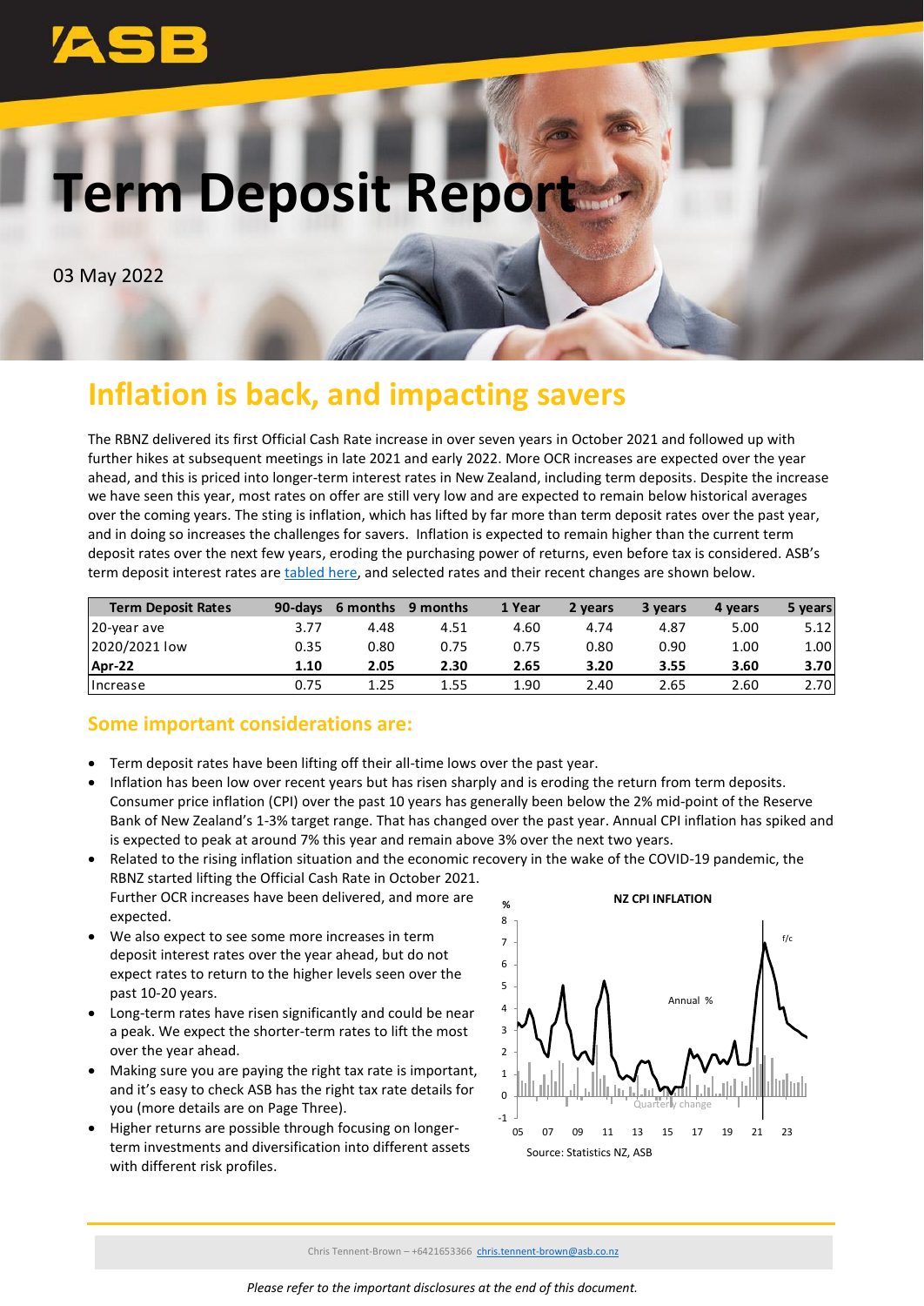# Term Deposit Report

03 May 2022

## Inflation is back, and impacting savers

The RBNZ delivered its first Official Cash Rate increase in over seven years in October 2021 and followed up with further hikes at subsequent meetings in late 2021 and early 2022. More OCR increases are expected over the year ahead, and this is priced into longer-term interest rates in New Zealand, including term deposits. Despite the increase we have seen this year, most rates on offer are still very low and are expected to remain below historical averages over the coming years. The sting is inflation, which has lifted by far more than term deposit rates over the past year, and in doing so increases the challenges for savers. Inflation is expected to remain higher than the current term deposit rates over the next few years, eroding the purchasing power of returns, even before tax is considered. ASB's term deposit interest rates are tabled here, and selected rates and their recent changes are shown below.

| Term Deposit Rates | 90-days | 6 months | 9 months | 1 Year | 2 years | 3 years | 4 years | 5 years |
|---|---|---|---|---|---|---|---|---|
| 20-year ave | 3.77 | 4.48 | 4.51 | 4.60 | 4.74 | 4.87 | 5.00 | 5.12 |
| 2020/2021 low | 0.35 | 0.80 | 0.75 | 0.75 | 0.80 | 0.90 | 1.00 | 1.00 |
| **Apr-22** | **1.10** | **2.05** | **2.30** | **2.65** | **3.20** | **3.55** | **3.60** | **3.70** |
| Increase | 0.75 | 1.25 | 1.55 | 1.90 | 2.40 | 2.65 | 2.60 | 2.70 |

### Some important considerations are:

- Term deposit rates have been lifting off their all-time lows over the past year.
- Inflation has been low over recent years but has risen sharply and is eroding the return from term deposits. Consumer price inflation (CPI) over the past 10 years has generally been below the 2% mid-point of the Reserve Bank of New Zealand's 1-3% target range. That has changed over the past year. Annual CPI inflation has spiked and is expected to peak at around 7% this year and remain above 3% over the next two years.
- Related to the rising inflation situation and the economic recovery in the wake of the COVID-19 pandemic, the RBNZ started lifting the Official Cash Rate in October 2021. Further OCR increases have been delivered, and more are expected.
- We also expect to see some more increases in term deposit interest rates over the year ahead, but do not expect rates to return to the higher levels seen over the past 10-20 years.
- Long-term rates have risen significantly and could be near a peak. We expect the shorter-term rates to lift the most over the year ahead.
- Making sure you are paying the right tax rate is important, and it's easy to check ASB has the right tax rate details for you (more details are on Page Three).
- Higher returns are possible through focusing on longer-term investments and diversification into different assets with different risk profiles.

NZ CPI INFLATION

Source: Statistics NZ, ASB

Chris Tennent-Brown – +6421653366 chris.tennent-brown@asb.co.nz

*Please refer to the important disclosures at the end of this document.*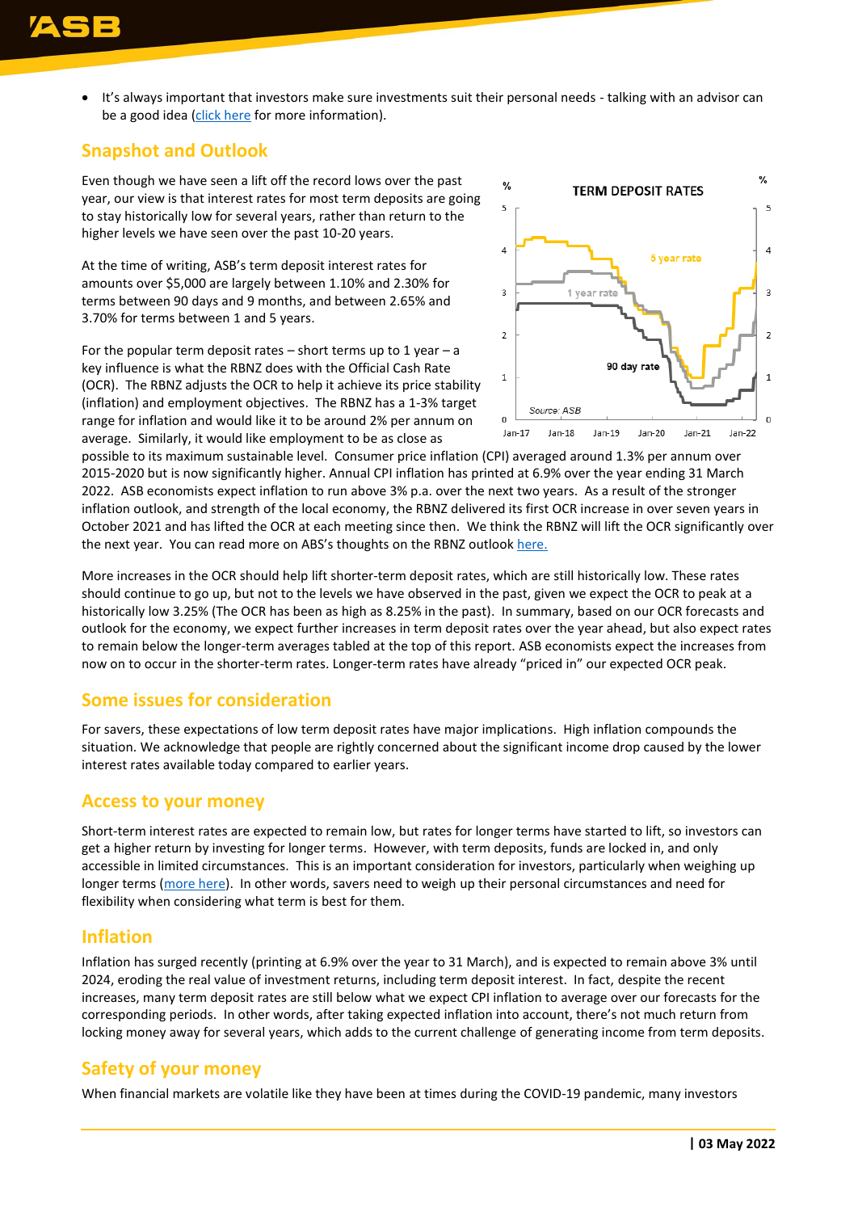- It's always important that investors make sure investments suit their personal needs - talking with an advisor can be a good idea (click here for more information).

## Snapshot and Outlook

Even though we have seen a lift off the record lows over the past year, our view is that interest rates for most term deposits are going to stay historically low for several years, rather than return to the higher levels we have seen over the past 10-20 years.

At the time of writing, ASB's term deposit interest rates for amounts over $5,000 are largely between 1.10% and 2.30% for terms between 90 days and 9 months, and between 2.65% and 3.70% for terms between 1 and 5 years.

For the popular term deposit rates – short terms up to 1 year – a key influence is what the RBNZ does with the Official Cash Rate (OCR). The RBNZ adjusts the OCR to help it achieve its price stability (inflation) and employment objectives. The RBNZ has a 1-3% target range for inflation and would like it to be around 2% per annum on average. Similarly, it would like employment to be as close as possible to its maximum sustainable level. Consumer price inflation (CPI) averaged around 1.3% per annum over 2015-2020 but is now significantly higher. Annual CPI inflation has printed at 6.9% over the year ending 31 March 2022. ASB economists expect inflation to run above 3% p.a. over the next two years. As a result of the stronger inflation outlook, and strength of the local economy, the RBNZ delivered its first OCR increase in over seven years in October 2021 and has lifted the OCR at each meeting since then. We think the RBNZ will lift the OCR significantly over the next year. You can read more on ABS's thoughts on the RBNZ outlook here.

More increases in the OCR should help lift shorter-term deposit rates, which are still historically low. These rates should continue to go up, but not to the levels we have observed in the past, given we expect the OCR to peak at a historically low 3.25% (The OCR has been as high as 8.25% in the past). In summary, based on our OCR forecasts and outlook for the economy, we expect further increases in term deposit rates over the year ahead, but also expect rates to remain below the longer-term averages tabled at the top of this report. ASB economists expect the increases from now on to occur in the shorter-term rates. Longer-term rates have already "priced in" our expected OCR peak.

## Some issues for consideration

For savers, these expectations of low term deposit rates have major implications. High inflation compounds the situation. We acknowledge that people are rightly concerned about the significant income drop caused by the lower interest rates available today compared to earlier years.

## Access to your money

Short-term interest rates are expected to remain low, but rates for longer terms have started to lift, so investors can get a higher return by investing for longer terms. However, with term deposits, funds are locked in, and only accessible in limited circumstances. This is an important consideration for investors, particularly when weighing up longer terms (more here). In other words, savers need to weigh up their personal circumstances and need for flexibility when considering what term is best for them.

## Inflation

Inflation has surged recently (printing at 6.9% over the year to 31 March), and is expected to remain above 3% until 2024, eroding the real value of investment returns, including term deposit interest. In fact, despite the recent increases, many term deposit rates are still below what we expect CPI inflation to average over our forecasts for the corresponding periods. In other words, after taking expected inflation into account, there's not much return from locking money away for several years, which adds to the current challenge of generating income from term deposits.

## Safety of your money

When financial markets are volatile like they have been at times during the COVID-19 pandemic, many investors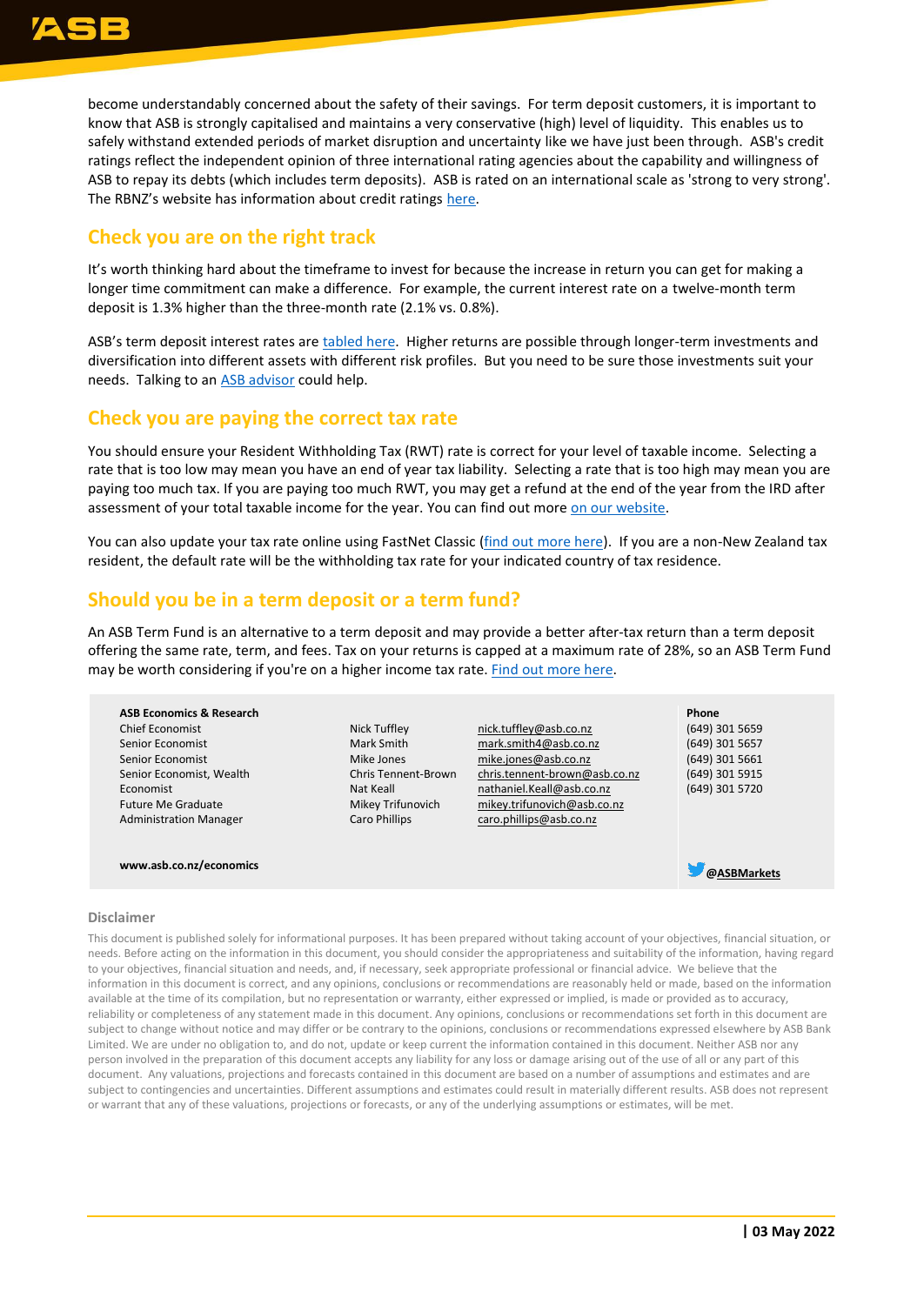become understandably concerned about the safety of their savings. For term deposit customers, it is important to know that ASB is strongly capitalised and maintains a very conservative (high) level of liquidity. This enables us to safely withstand extended periods of market disruption and uncertainty like we have just been through. ASB's credit ratings reflect the independent opinion of three international rating agencies about the capability and willingness of ASB to repay its debts (which includes term deposits). ASB is rated on an international scale as 'strong to very strong'. The RBNZ's website has information about credit ratings here.

## Check you are on the right track

It's worth thinking hard about the timeframe to invest for because the increase in return you can get for making a longer time commitment can make a difference. For example, the current interest rate on a twelve-month term deposit is 1.3% higher than the three-month rate (2.1% vs. 0.8%).

ASB's term deposit interest rates are tabled here. Higher returns are possible through longer-term investments and diversification into different assets with different risk profiles. But you need to be sure those investments suit your needs. Talking to an ASB advisor could help.

## Check you are paying the correct tax rate

You should ensure your Resident Withholding Tax (RWT) rate is correct for your level of taxable income. Selecting a rate that is too low may mean you have an end of year tax liability. Selecting a rate that is too high may mean you are paying too much tax. If you are paying too much RWT, you may get a refund at the end of the year from the IRD after assessment of your total taxable income for the year. You can find out more on our website.

You can also update your tax rate online using FastNet Classic (find out more here). If you are a non-New Zealand tax resident, the default rate will be the withholding tax rate for your indicated country of tax residence.

## Should you be in a term deposit or a term fund?

An ASB Term Fund is an alternative to a term deposit and may provide a better after-tax return than a term deposit offering the same rate, term, and fees. Tax on your returns is capped at a maximum rate of 28%, so an ASB Term Fund may be worth considering if you're on a higher income tax rate. Find out more here.

| **ASB Economics & Research** | | | **Phone** |
| --- | --- | --- | --- |
| Chief Economist | Nick Tuffley | nick.tuffley@asb.co.nz | (649) 301 5659 |
| Senior Economist | Mark Smith | mark.smith4@asb.co.nz | (649) 301 5657 |
| Senior Economist | Mike Jones | mike.jones@asb.co.nz | (649) 301 5661 |
| Senior Economist, Wealth | Chris Tennent-Brown | chris.tennent-brown@asb.co.nz | (649) 301 5915 |
| Economist | Nat Keall | nathaniel.Keall@asb.co.nz | (649) 301 5720 |
| Future Me Graduate | Mikey Trifunovich | mikey.trifunovich@asb.co.nz | |
| Administration Manager | Caro Phillips | caro.phillips@asb.co.nz | |

**www.asb.co.nz/economics**

**@ASBMarkets**

### Disclaimer

This document is published solely for informational purposes. It has been prepared without taking account of your objectives, financial situation, or needs. Before acting on the information in this document, you should consider the appropriateness and suitability of the information, having regard to your objectives, financial situation and needs, and, if necessary, seek appropriate professional or financial advice. We believe that the information in this document is correct, and any opinions, conclusions or recommendations are reasonably held or made, based on the information available at the time of its compilation, but no representation or warranty, either expressed or implied, is made or provided as to accuracy, reliability or completeness of any statement made in this document. Any opinions, conclusions or recommendations set forth in this document are subject to change without notice and may differ or be contrary to the opinions, conclusions or recommendations expressed elsewhere by ASB Bank Limited. We are under no obligation to, and do not, update or keep current the information contained in this document. Neither ASB nor any person involved in the preparation of this document accepts any liability for any loss or damage arising out of the use of all or any part of this document. Any valuations, projections and forecasts contained in this document are based on a number of assumptions and estimates and are subject to contingencies and uncertainties. Different assumptions and estimates could result in materially different results. ASB does not represent or warrant that any of these valuations, projections or forecasts, or any of the underlying assumptions or estimates, will be met.